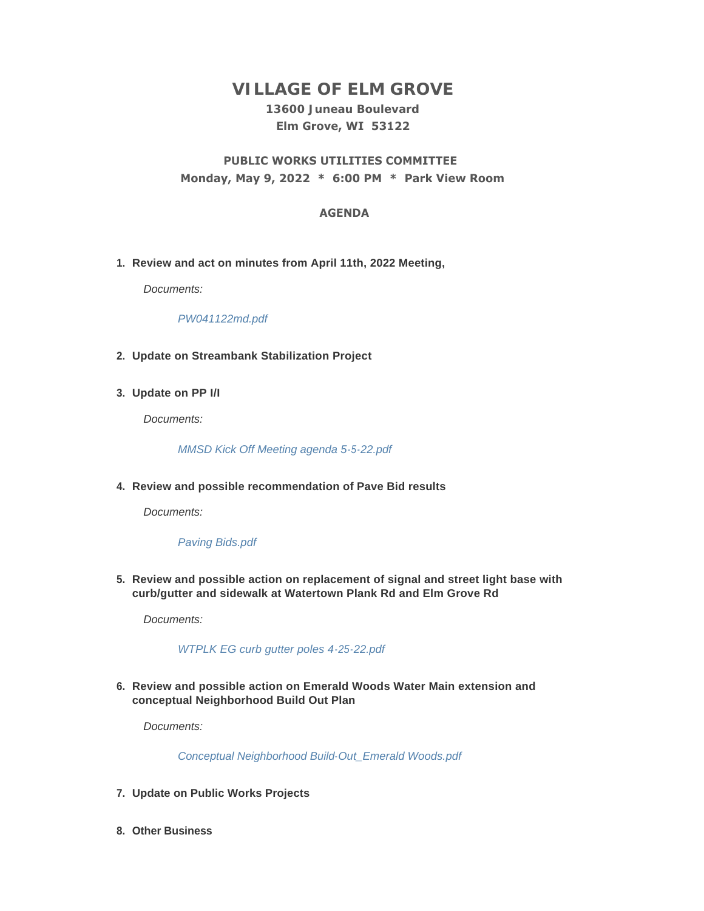# VILLAGE OF ELM GROVE

**13600 Juneau Boulevard**
**Elm Grove, WI 53122**

## PUBLIC WORKS UTILITIES COMMITTEE

**Monday, May 9, 2022 * 6:00 PM * Park View Room**

### AGENDA

1. **Review and act on minutes from April 11th, 2022 Meeting,**

   *Documents:*

   *PW041122md.pdf*

2. **Update on Streambank Stabilization Project**

3. **Update on PP I/I**

   *Documents:*

   *MMSD Kick Off Meeting agenda 5-5-22.pdf*

4. **Review and possible recommendation of Pave Bid results**

   *Documents:*

   *Paving Bids.pdf*

5. **Review and possible action on replacement of signal and street light base with curb/gutter and sidewalk at Watertown Plank Rd and Elm Grove Rd**

   *Documents:*

   *WTPLK EG curb gutter poles 4-25-22.pdf*

6. **Review and possible action on Emerald Woods Water Main extension and conceptual Neighborhood Build Out Plan**

   *Documents:*

   *Conceptual Neighborhood Build-Out_Emerald Woods.pdf*

7. **Update on Public Works Projects**

8. **Other Business**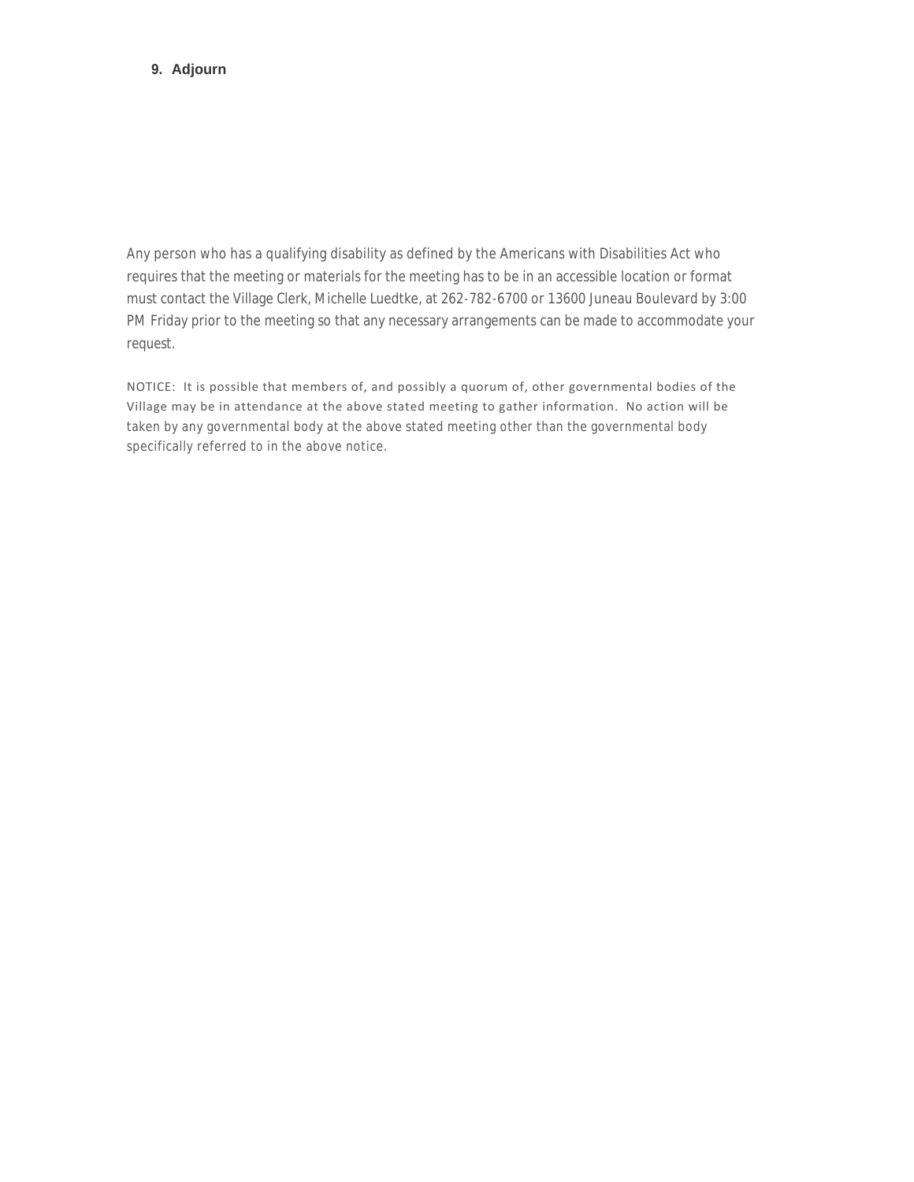9. **Adjourn**

Any person who has a qualifying disability as defined by the Americans with Disabilities Act who requires that the meeting or materials for the meeting has to be in an accessible location or format must contact the Village Clerk, Michelle Luedtke, at 262-782-6700 or 13600 Juneau Boulevard by 3:00 PM Friday prior to the meeting so that any necessary arrangements can be made to accommodate your request.

NOTICE: It is possible that members of, and possibly a quorum of, other governmental bodies of the Village may be in attendance at the above stated meeting to gather information. No action will be taken by any governmental body at the above stated meeting other than the governmental body specifically referred to in the above notice.